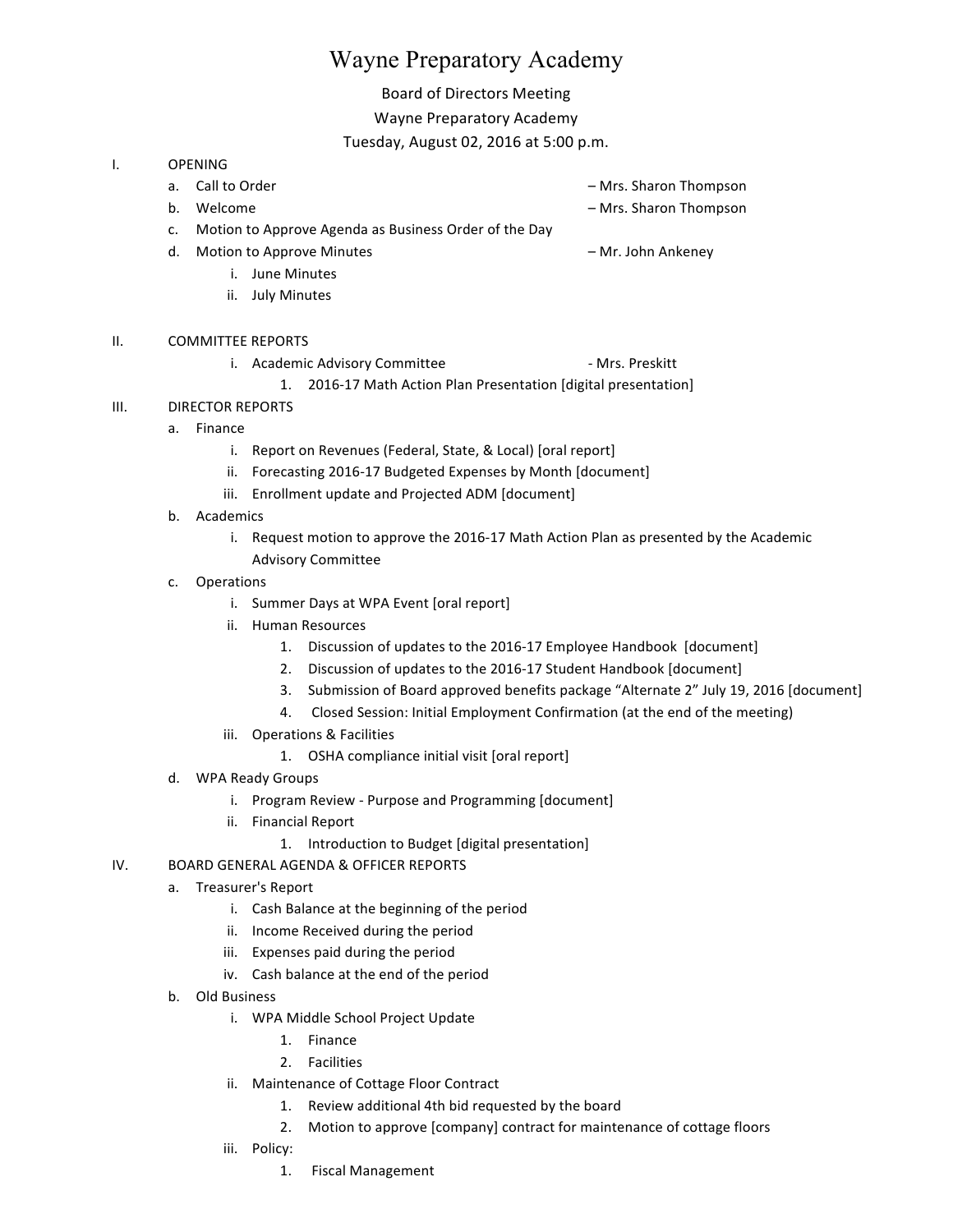# Wayne Preparatory Academy

Board of Directors Meeting
Wayne Preparatory Academy
Tuesday, August 02, 2016 at 5:00 p.m.

I. OPENING
   a. Call to Order – Mrs. Sharon Thompson
   b. Welcome – Mrs. Sharon Thompson
   c. Motion to Approve Agenda as Business Order of the Day
   d. Motion to Approve Minutes – Mr. John Ankeney
      i. June Minutes
      ii. July Minutes

II. COMMITTEE REPORTS
      i. Academic Advisory Committee - Mrs. Preskitt
         1. 2016-17 Math Action Plan Presentation [digital presentation]

III. DIRECTOR REPORTS
   a. Finance
      i. Report on Revenues (Federal, State, & Local) [oral report]
      ii. Forecasting 2016-17 Budgeted Expenses by Month [document]
      iii. Enrollment update and Projected ADM [document]
   b. Academics
      i. Request motion to approve the 2016-17 Math Action Plan as presented by the Academic Advisory Committee
   c. Operations
      i. Summer Days at WPA Event [oral report]
      ii. Human Resources
         1. Discussion of updates to the 2016-17 Employee Handbook [document]
         2. Discussion of updates to the 2016-17 Student Handbook [document]
         3. Submission of Board approved benefits package "Alternate 2" July 19, 2016 [document]
         4. Closed Session: Initial Employment Confirmation (at the end of the meeting)
      iii. Operations & Facilities
         1. OSHA compliance initial visit [oral report]
   d. WPA Ready Groups
      i. Program Review - Purpose and Programming [document]
      ii. Financial Report
         1. Introduction to Budget [digital presentation]

IV. BOARD GENERAL AGENDA & OFFICER REPORTS
   a. Treasurer's Report
      i. Cash Balance at the beginning of the period
      ii. Income Received during the period
      iii. Expenses paid during the period
      iv. Cash balance at the end of the period
   b. Old Business
      i. WPA Middle School Project Update
         1. Finance
         2. Facilities
      ii. Maintenance of Cottage Floor Contract
         1. Review additional 4th bid requested by the board
         2. Motion to approve [company] contract for maintenance of cottage floors
      iii. Policy:
         1. Fiscal Management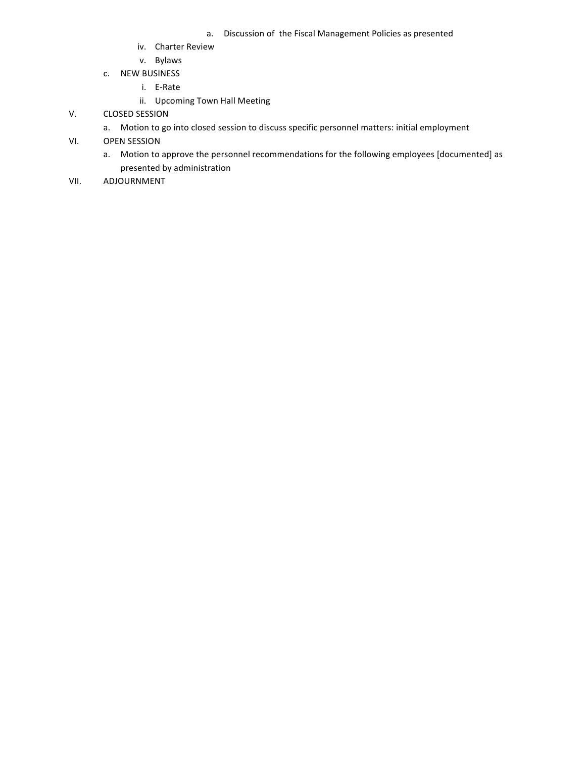a. Discussion of the Fiscal Management Policies as presented

      iv. Charter Review

      v. Bylaws

   c. NEW BUSINESS

      i. E-Rate

      ii. Upcoming Town Hall Meeting

V. CLOSED SESSION

   a. Motion to go into closed session to discuss specific personnel matters: initial employment

VI. OPEN SESSION

   a. Motion to approve the personnel recommendations for the following employees [documented] as presented by administration

VII. ADJOURNMENT